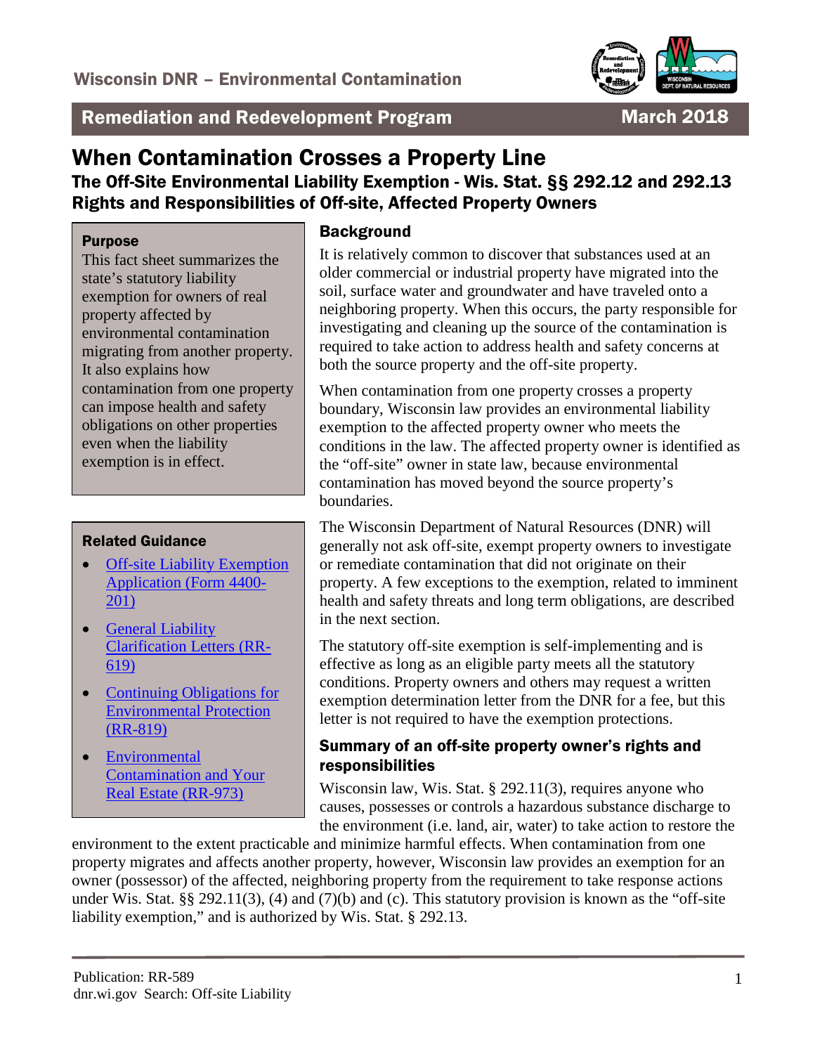Wisconsin DNR – Environmental Contamination

**Remediation and Redevelopment Program** — **March 2018**

# When Contamination Crosses a Property Line

## The Off-Site Environmental Liability Exemption - Wis. Stat. §§ 292.12 and 292.13
## Rights and Responsibilities of Off-site, Affected Property Owners

> **Purpose**
>
> This fact sheet summarizes the state's statutory liability exemption for owners of real property affected by environmental contamination migrating from another property. It also explains how contamination from one property can impose health and safety obligations on other properties even when the liability exemption is in effect.

> **Related Guidance**
>
> - Off-site Liability Exemption Application (Form 4400-201)
> - General Liability Clarification Letters (RR-619)
> - Continuing Obligations for Environmental Protection (RR-819)
> - Environmental Contamination and Your Real Estate (RR-973)

### Background

It is relatively common to discover that substances used at an older commercial or industrial property have migrated into the soil, surface water and groundwater and have traveled onto a neighboring property. When this occurs, the party responsible for investigating and cleaning up the source of the contamination is required to take action to address health and safety concerns at both the source property and the off-site property.

When contamination from one property crosses a property boundary, Wisconsin law provides an environmental liability exemption to the affected property owner who meets the conditions in the law. The affected property owner is identified as the "off-site" owner in state law, because environmental contamination has moved beyond the source property's boundaries.

The Wisconsin Department of Natural Resources (DNR) will generally not ask off-site, exempt property owners to investigate or remediate contamination that did not originate on their property. A few exceptions to the exemption, related to imminent health and safety threats and long term obligations, are described in the next section.

The statutory off-site exemption is self-implementing and is effective as long as an eligible party meets all the statutory conditions. Property owners and others may request a written exemption determination letter from the DNR for a fee, but this letter is not required to have the exemption protections.

### Summary of an off-site property owner's rights and responsibilities

Wisconsin law, Wis. Stat. § 292.11(3), requires anyone who causes, possesses or controls a hazardous substance discharge to the environment (i.e. land, air, water) to take action to restore the environment to the extent practicable and minimize harmful effects. When contamination from one property migrates and affects another property, however, Wisconsin law provides an exemption for an owner (possessor) of the affected, neighboring property from the requirement to take response actions under Wis. Stat. §§ 292.11(3), (4) and (7)(b) and (c). This statutory provision is known as the "off-site liability exemption," and is authorized by Wis. Stat. § 292.13.

Publication: RR-589
dnr.wi.gov Search: Off-site Liability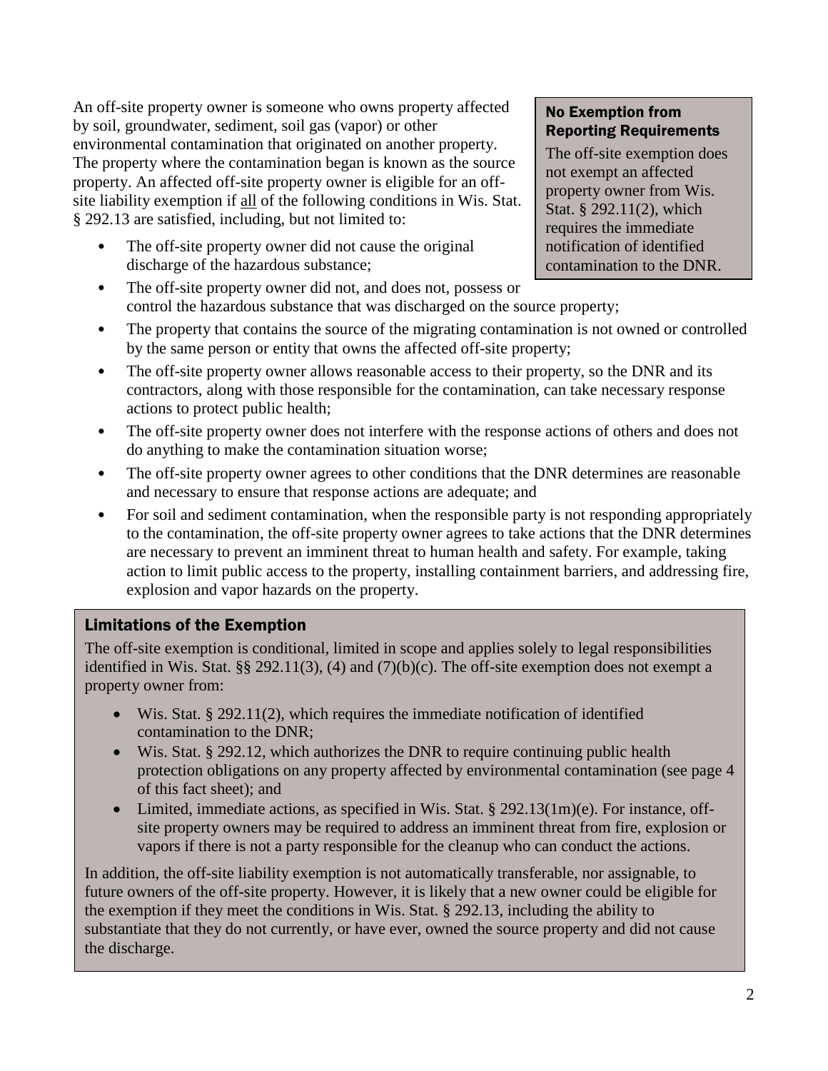An off-site property owner is someone who owns property affected by soil, groundwater, sediment, soil gas (vapor) or other environmental contamination that originated on another property. The property where the contamination began is known as the source property. An affected off-site property owner is eligible for an off-site liability exemption if all of the following conditions in Wis. Stat. § 292.13 are satisfied, including, but not limited to:

- The off-site property owner did not cause the original discharge of the hazardous substance;
- The off-site property owner did not, and does not, possess or control the hazardous substance that was discharged on the source property;
- The property that contains the source of the migrating contamination is not owned or controlled by the same person or entity that owns the affected off-site property;
- The off-site property owner allows reasonable access to their property, so the DNR and its contractors, along with those responsible for the contamination, can take necessary response actions to protect public health;
- The off-site property owner does not interfere with the response actions of others and does not do anything to make the contamination situation worse;
- The off-site property owner agrees to other conditions that the DNR determines are reasonable and necessary to ensure that response actions are adequate; and
- For soil and sediment contamination, when the responsible party is not responding appropriately to the contamination, the off-site property owner agrees to take actions that the DNR determines are necessary to prevent an imminent threat to human health and safety. For example, taking action to limit public access to the property, installing containment barriers, and addressing fire, explosion and vapor hazards on the property.

### No Exemption from Reporting Requirements

The off-site exemption does not exempt an affected property owner from Wis. Stat. § 292.11(2), which requires the immediate notification of identified contamination to the DNR.

### Limitations of the Exemption

The off-site exemption is conditional, limited in scope and applies solely to legal responsibilities identified in Wis. Stat. §§ 292.11(3), (4) and (7)(b)(c). The off-site exemption does not exempt a property owner from:

- Wis. Stat. § 292.11(2), which requires the immediate notification of identified contamination to the DNR;
- Wis. Stat. § 292.12, which authorizes the DNR to require continuing public health protection obligations on any property affected by environmental contamination (see page 4 of this fact sheet); and
- Limited, immediate actions, as specified in Wis. Stat. § 292.13(1m)(e). For instance, off-site property owners may be required to address an imminent threat from fire, explosion or vapors if there is not a party responsible for the cleanup who can conduct the actions.

In addition, the off-site liability exemption is not automatically transferable, nor assignable, to future owners of the off-site property. However, it is likely that a new owner could be eligible for the exemption if they meet the conditions in Wis. Stat. § 292.13, including the ability to substantiate that they do not currently, or have ever, owned the source property and did not cause the discharge.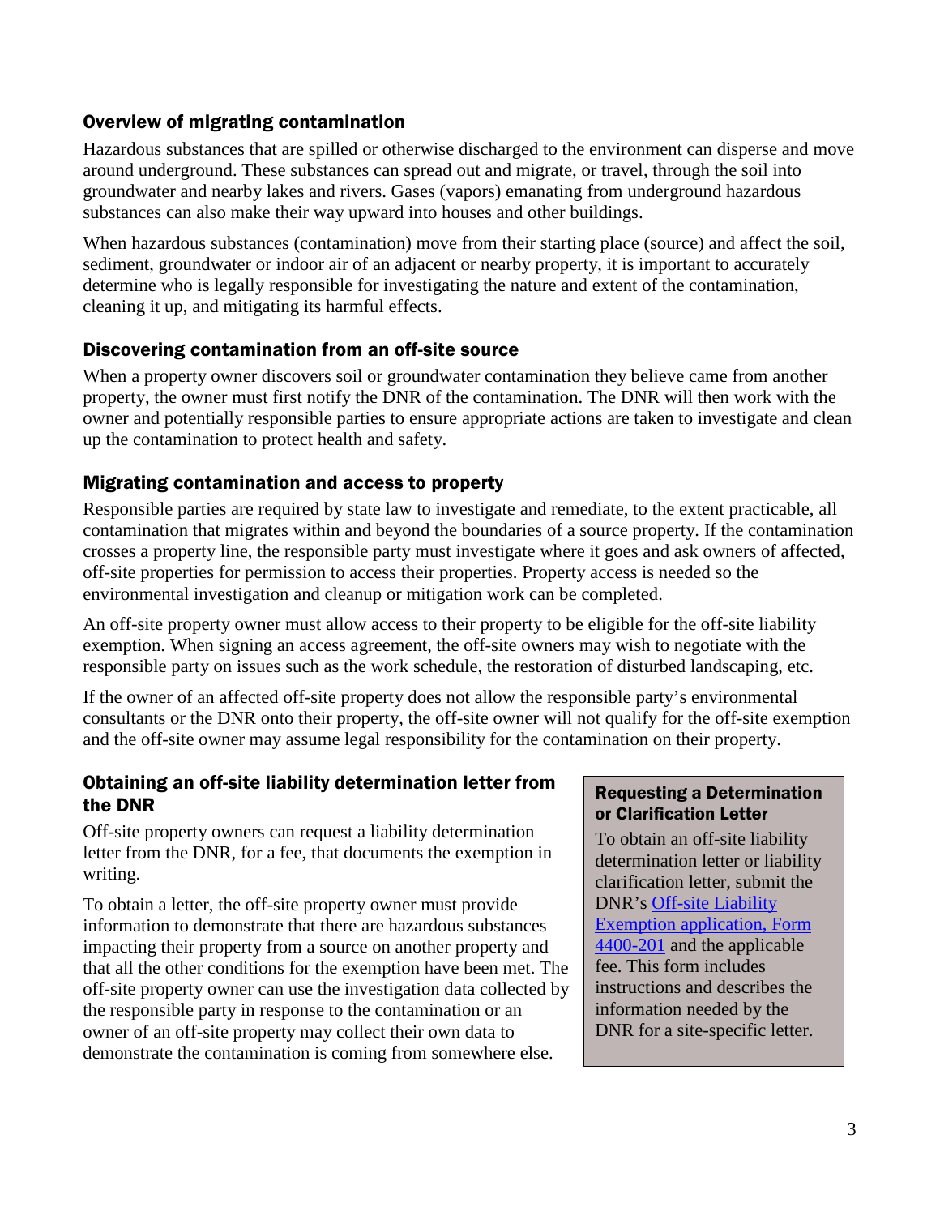## Overview of migrating contamination

Hazardous substances that are spilled or otherwise discharged to the environment can disperse and move around underground. These substances can spread out and migrate, or travel, through the soil into groundwater and nearby lakes and rivers. Gases (vapors) emanating from underground hazardous substances can also make their way upward into houses and other buildings.

When hazardous substances (contamination) move from their starting place (source) and affect the soil, sediment, groundwater or indoor air of an adjacent or nearby property, it is important to accurately determine who is legally responsible for investigating the nature and extent of the contamination, cleaning it up, and mitigating its harmful effects.

## Discovering contamination from an off-site source

When a property owner discovers soil or groundwater contamination they believe came from another property, the owner must first notify the DNR of the contamination. The DNR will then work with the owner and potentially responsible parties to ensure appropriate actions are taken to investigate and clean up the contamination to protect health and safety.

## Migrating contamination and access to property

Responsible parties are required by state law to investigate and remediate, to the extent practicable, all contamination that migrates within and beyond the boundaries of a source property. If the contamination crosses a property line, the responsible party must investigate where it goes and ask owners of affected, off-site properties for permission to access their properties. Property access is needed so the environmental investigation and cleanup or mitigation work can be completed.

An off-site property owner must allow access to their property to be eligible for the off-site liability exemption. When signing an access agreement, the off-site owners may wish to negotiate with the responsible party on issues such as the work schedule, the restoration of disturbed landscaping, etc.

If the owner of an affected off-site property does not allow the responsible party's environmental consultants or the DNR onto their property, the off-site owner will not qualify for the off-site exemption and the off-site owner may assume legal responsibility for the contamination on their property.

## Obtaining an off-site liability determination letter from the DNR

Off-site property owners can request a liability determination letter from the DNR, for a fee, that documents the exemption in writing.

To obtain a letter, the off-site property owner must provide information to demonstrate that there are hazardous substances impacting their property from a source on another property and that all the other conditions for the exemption have been met. The off-site property owner can use the investigation data collected by the responsible party in response to the contamination or an owner of an off-site property may collect their own data to demonstrate the contamination is coming from somewhere else.

### Requesting a Determination or Clarification Letter

To obtain an off-site liability determination letter or liability clarification letter, submit the DNR's Off-site Liability Exemption application, Form 4400-201 and the applicable fee. This form includes instructions and describes the information needed by the DNR for a site-specific letter.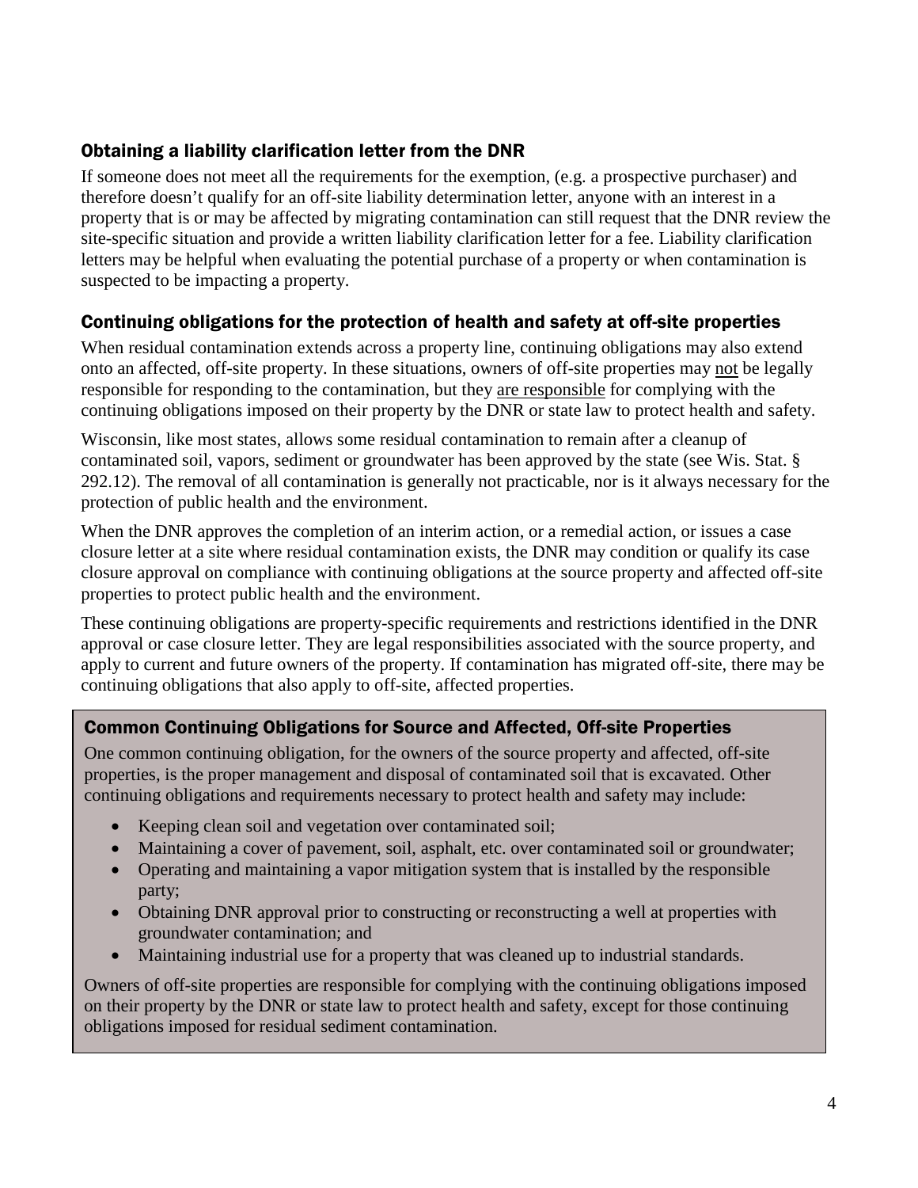## Obtaining a liability clarification letter from the DNR

If someone does not meet all the requirements for the exemption, (e.g. a prospective purchaser) and therefore doesn't qualify for an off-site liability determination letter, anyone with an interest in a property that is or may be affected by migrating contamination can still request that the DNR review the site-specific situation and provide a written liability clarification letter for a fee. Liability clarification letters may be helpful when evaluating the potential purchase of a property or when contamination is suspected to be impacting a property.

## Continuing obligations for the protection of health and safety at off-site properties

When residual contamination extends across a property line, continuing obligations may also extend onto an affected, off-site property. In these situations, owners of off-site properties may <u>not</u> be legally responsible for responding to the contamination, but they <u>are responsible</u> for complying with the continuing obligations imposed on their property by the DNR or state law to protect health and safety.

Wisconsin, like most states, allows some residual contamination to remain after a cleanup of contaminated soil, vapors, sediment or groundwater has been approved by the state (see Wis. Stat. § 292.12). The removal of all contamination is generally not practicable, nor is it always necessary for the protection of public health and the environment.

When the DNR approves the completion of an interim action, or a remedial action, or issues a case closure letter at a site where residual contamination exists, the DNR may condition or qualify its case closure approval on compliance with continuing obligations at the source property and affected off-site properties to protect public health and the environment.

These continuing obligations are property-specific requirements and restrictions identified in the DNR approval or case closure letter. They are legal responsibilities associated with the source property, and apply to current and future owners of the property. If contamination has migrated off-site, there may be continuing obligations that also apply to off-site, affected properties.

### Common Continuing Obligations for Source and Affected, Off-site Properties

One common continuing obligation, for the owners of the source property and affected, off-site properties, is the proper management and disposal of contaminated soil that is excavated. Other continuing obligations and requirements necessary to protect health and safety may include:

- Keeping clean soil and vegetation over contaminated soil;
- Maintaining a cover of pavement, soil, asphalt, etc. over contaminated soil or groundwater;
- Operating and maintaining a vapor mitigation system that is installed by the responsible party;
- Obtaining DNR approval prior to constructing or reconstructing a well at properties with groundwater contamination; and
- Maintaining industrial use for a property that was cleaned up to industrial standards.

Owners of off-site properties are responsible for complying with the continuing obligations imposed on their property by the DNR or state law to protect health and safety, except for those continuing obligations imposed for residual sediment contamination.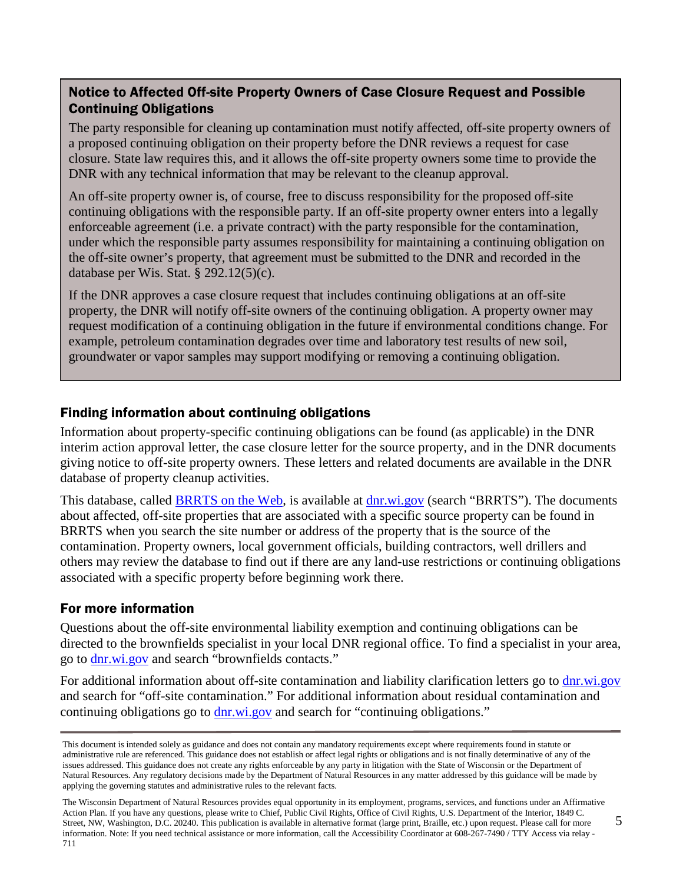### Notice to Affected Off-site Property Owners of Case Closure Request and Possible Continuing Obligations

The party responsible for cleaning up contamination must notify affected, off-site property owners of a proposed continuing obligation on their property before the DNR reviews a request for case closure. State law requires this, and it allows the off-site property owners some time to provide the DNR with any technical information that may be relevant to the cleanup approval.

An off-site property owner is, of course, free to discuss responsibility for the proposed off-site continuing obligations with the responsible party. If an off-site property owner enters into a legally enforceable agreement (i.e. a private contract) with the party responsible for the contamination, under which the responsible party assumes responsibility for maintaining a continuing obligation on the off-site owner's property, that agreement must be submitted to the DNR and recorded in the database per Wis. Stat. § 292.12(5)(c).

If the DNR approves a case closure request that includes continuing obligations at an off-site property, the DNR will notify off-site owners of the continuing obligation. A property owner may request modification of a continuing obligation in the future if environmental conditions change. For example, petroleum contamination degrades over time and laboratory test results of new soil, groundwater or vapor samples may support modifying or removing a continuing obligation.

## Finding information about continuing obligations

Information about property-specific continuing obligations can be found (as applicable) in the DNR interim action approval letter, the case closure letter for the source property, and in the DNR documents giving notice to off-site property owners. These letters and related documents are available in the DNR database of property cleanup activities.

This database, called BRRTS on the Web, is available at dnr.wi.gov (search "BRRTS"). The documents about affected, off-site properties that are associated with a specific source property can be found in BRRTS when you search the site number or address of the property that is the source of the contamination. Property owners, local government officials, building contractors, well drillers and others may review the database to find out if there are any land-use restrictions or continuing obligations associated with a specific property before beginning work there.

## For more information

Questions about the off-site environmental liability exemption and continuing obligations can be directed to the brownfields specialist in your local DNR regional office. To find a specialist in your area, go to dnr.wi.gov and search "brownfields contacts."

For additional information about off-site contamination and liability clarification letters go to dnr.wi.gov and search for "off-site contamination." For additional information about residual contamination and continuing obligations go to dnr.wi.gov and search for "continuing obligations."

---

This document is intended solely as guidance and does not contain any mandatory requirements except where requirements found in statute or administrative rule are referenced. This guidance does not establish or affect legal rights or obligations and is not finally determinative of any of the issues addressed. This guidance does not create any rights enforceable by any party in litigation with the State of Wisconsin or the Department of Natural Resources. Any regulatory decisions made by the Department of Natural Resources in any matter addressed by this guidance will be made by applying the governing statutes and administrative rules to the relevant facts.

The Wisconsin Department of Natural Resources provides equal opportunity in its employment, programs, services, and functions under an Affirmative Action Plan. If you have any questions, please write to Chief, Public Civil Rights, Office of Civil Rights, U.S. Department of the Interior, 1849 C. Street, NW, Washington, D.C. 20240. This publication is available in alternative format (large print, Braille, etc.) upon request. Please call for more information. Note: If you need technical assistance or more information, call the Accessibility Coordinator at 608-267-7490 / TTY Access via relay - 711